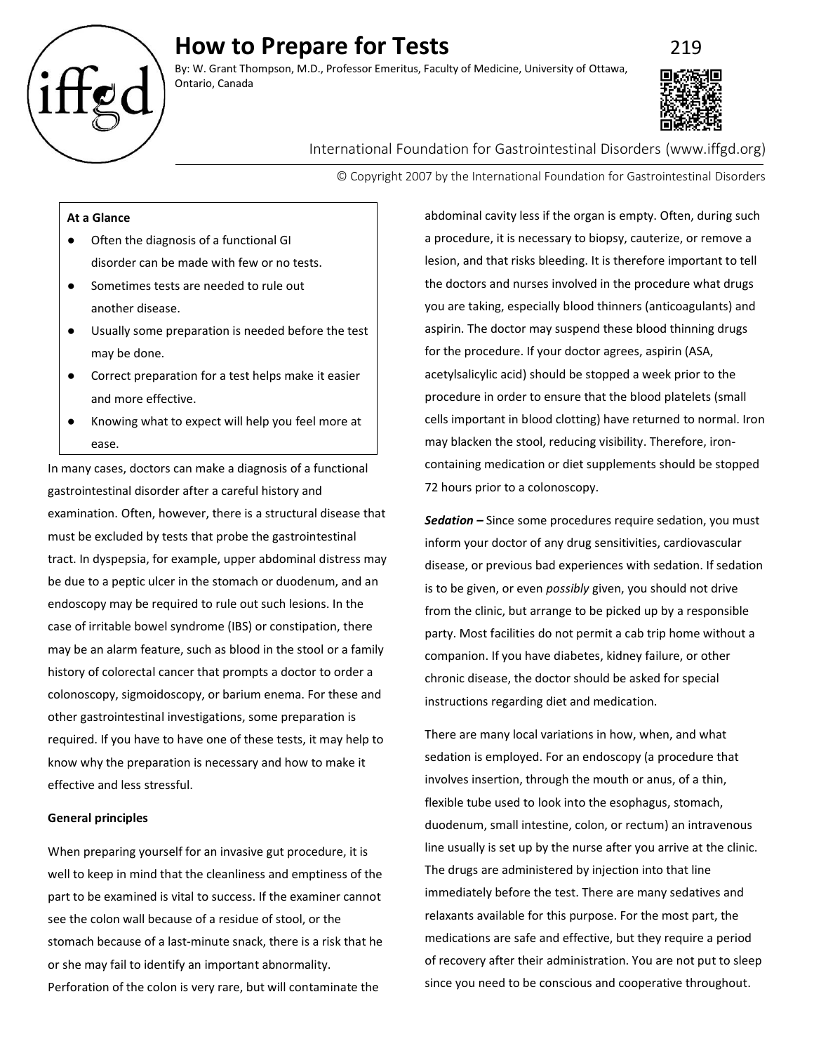# How to Prepare for Tests

By: W. Grant Thompson, M.D., Professor Emeritus, Faculty of Medicine, University of Ottawa, Ontario, Canada

International Foundation for Gastrointestinal Disorders (www.iffgd.org)

© Copyright 2007 by the International Foundation for Gastrointestinal Disorders

**At a Glance**

- Often the diagnosis of a functional GI disorder can be made with few or no tests.
- Sometimes tests are needed to rule out another disease.
- Usually some preparation is needed before the test may be done.
- Correct preparation for a test helps make it easier and more effective.
- Knowing what to expect will help you feel more at ease.

In many cases, doctors can make a diagnosis of a functional gastrointestinal disorder after a careful history and examination. Often, however, there is a structural disease that must be excluded by tests that probe the gastrointestinal tract. In dyspepsia, for example, upper abdominal distress may be due to a peptic ulcer in the stomach or duodenum, and an endoscopy may be required to rule out such lesions. In the case of irritable bowel syndrome (IBS) or constipation, there may be an alarm feature, such as blood in the stool or a family history of colorectal cancer that prompts a doctor to order a colonoscopy, sigmoidoscopy, or barium enema. For these and other gastrointestinal investigations, some preparation is required. If you have to have one of these tests, it may help to know why the preparation is necessary and how to make it effective and less stressful.

**General principles**

When preparing yourself for an invasive gut procedure, it is well to keep in mind that the cleanliness and emptiness of the part to be examined is vital to success. If the examiner cannot see the colon wall because of a residue of stool, or the stomach because of a last-minute snack, there is a risk that he or she may fail to identify an important abnormality. Perforation of the colon is very rare, but will contaminate the abdominal cavity less if the organ is empty. Often, during such a procedure, it is necessary to biopsy, cauterize, or remove a lesion, and that risks bleeding. It is therefore important to tell the doctors and nurses involved in the procedure what drugs you are taking, especially blood thinners (anticoagulants) and aspirin. The doctor may suspend these blood thinning drugs for the procedure. If your doctor agrees, aspirin (ASA, acetylsalicylic acid) should be stopped a week prior to the procedure in order to ensure that the blood platelets (small cells important in blood clotting) have returned to normal. Iron may blacken the stool, reducing visibility. Therefore, iron-containing medication or diet supplements should be stopped 72 hours prior to a colonoscopy.

***Sedation –*** Since some procedures require sedation, you must inform your doctor of any drug sensitivities, cardiovascular disease, or previous bad experiences with sedation. If sedation is to be given, or even *possibly* given, you should not drive from the clinic, but arrange to be picked up by a responsible party. Most facilities do not permit a cab trip home without a companion. If you have diabetes, kidney failure, or other chronic disease, the doctor should be asked for special instructions regarding diet and medication.

There are many local variations in how, when, and what sedation is employed. For an endoscopy (a procedure that involves insertion, through the mouth or anus, of a thin, flexible tube used to look into the esophagus, stomach, duodenum, small intestine, colon, or rectum) an intravenous line usually is set up by the nurse after you arrive at the clinic. The drugs are administered by injection into that line immediately before the test. There are many sedatives and relaxants available for this purpose. For the most part, the medications are safe and effective, but they require a period of recovery after their administration. You are not put to sleep since you need to be conscious and cooperative throughout.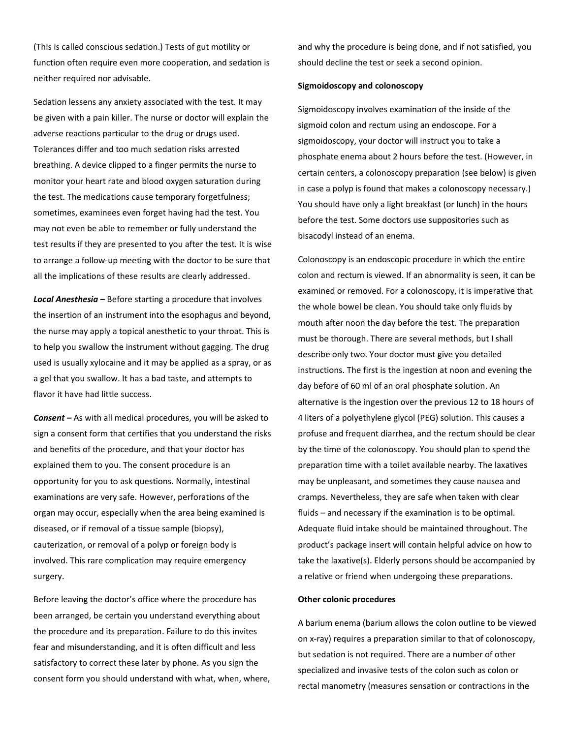(This is called conscious sedation.) Tests of gut motility or function often require even more cooperation, and sedation is neither required nor advisable.

Sedation lessens any anxiety associated with the test. It may be given with a pain killer. The nurse or doctor will explain the adverse reactions particular to the drug or drugs used. Tolerances differ and too much sedation risks arrested breathing. A device clipped to a finger permits the nurse to monitor your heart rate and blood oxygen saturation during the test. The medications cause temporary forgetfulness; sometimes, examinees even forget having had the test. You may not even be able to remember or fully understand the test results if they are presented to you after the test. It is wise to arrange a follow-up meeting with the doctor to be sure that all the implications of these results are clearly addressed.

***Local Anesthesia –*** Before starting a procedure that involves the insertion of an instrument into the esophagus and beyond, the nurse may apply a topical anesthetic to your throat. This is to help you swallow the instrument without gagging. The drug used is usually xylocaine and it may be applied as a spray, or as a gel that you swallow. It has a bad taste, and attempts to flavor it have had little success.

***Consent –*** As with all medical procedures, you will be asked to sign a consent form that certifies that you understand the risks and benefits of the procedure, and that your doctor has explained them to you. The consent procedure is an opportunity for you to ask questions. Normally, intestinal examinations are very safe. However, perforations of the organ may occur, especially when the area being examined is diseased, or if removal of a tissue sample (biopsy), cauterization, or removal of a polyp or foreign body is involved. This rare complication may require emergency surgery.

Before leaving the doctor's office where the procedure has been arranged, be certain you understand everything about the procedure and its preparation. Failure to do this invites fear and misunderstanding, and it is often difficult and less satisfactory to correct these later by phone. As you sign the consent form you should understand with what, when, where, and why the procedure is being done, and if not satisfied, you should decline the test or seek a second opinion.

**Sigmoidoscopy and colonoscopy**

Sigmoidoscopy involves examination of the inside of the sigmoid colon and rectum using an endoscope. For a sigmoidoscopy, your doctor will instruct you to take a phosphate enema about 2 hours before the test. (However, in certain centers, a colonoscopy preparation (see below) is given in case a polyp is found that makes a colonoscopy necessary.) You should have only a light breakfast (or lunch) in the hours before the test. Some doctors use suppositories such as bisacodyl instead of an enema.

Colonoscopy is an endoscopic procedure in which the entire colon and rectum is viewed. If an abnormality is seen, it can be examined or removed. For a colonoscopy, it is imperative that the whole bowel be clean. You should take only fluids by mouth after noon the day before the test. The preparation must be thorough. There are several methods, but I shall describe only two. Your doctor must give you detailed instructions. The first is the ingestion at noon and evening the day before of 60 ml of an oral phosphate solution. An alternative is the ingestion over the previous 12 to 18 hours of 4 liters of a polyethylene glycol (PEG) solution. This causes a profuse and frequent diarrhea, and the rectum should be clear by the time of the colonoscopy. You should plan to spend the preparation time with a toilet available nearby. The laxatives may be unpleasant, and sometimes they cause nausea and cramps. Nevertheless, they are safe when taken with clear fluids – and necessary if the examination is to be optimal. Adequate fluid intake should be maintained throughout. The product's package insert will contain helpful advice on how to take the laxative(s). Elderly persons should be accompanied by a relative or friend when undergoing these preparations.

**Other colonic procedures**

A barium enema (barium allows the colon outline to be viewed on x-ray) requires a preparation similar to that of colonoscopy, but sedation is not required. There are a number of other specialized and invasive tests of the colon such as colon or rectal manometry (measures sensation or contractions in the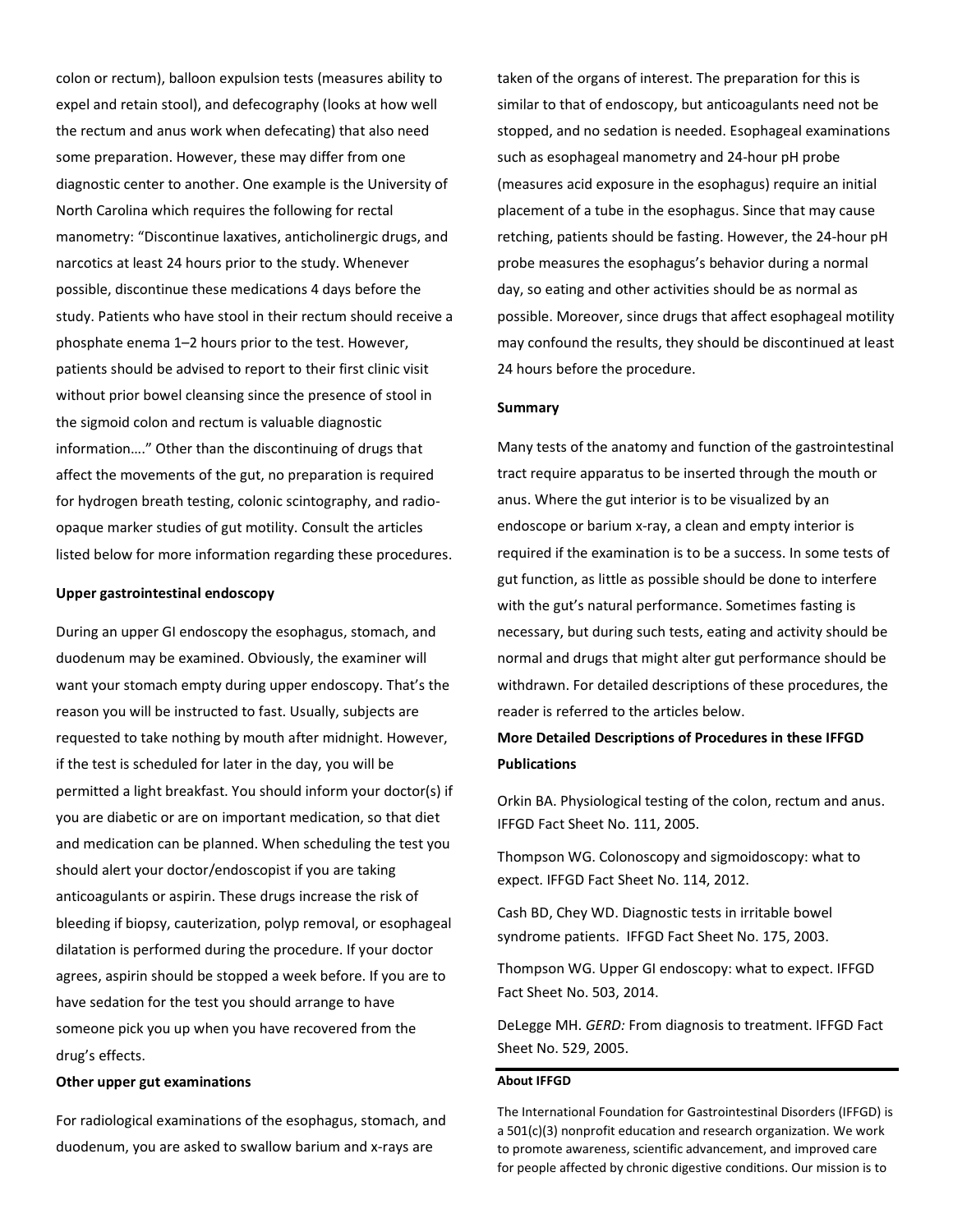colon or rectum), balloon expulsion tests (measures ability to expel and retain stool), and defecography (looks at how well the rectum and anus work when defecating) that also need some preparation. However, these may differ from one diagnostic center to another. One example is the University of North Carolina which requires the following for rectal manometry: "Discontinue laxatives, anticholinergic drugs, and narcotics at least 24 hours prior to the study. Whenever possible, discontinue these medications 4 days before the study. Patients who have stool in their rectum should receive a phosphate enema 1–2 hours prior to the test. However, patients should be advised to report to their first clinic visit without prior bowel cleansing since the presence of stool in the sigmoid colon and rectum is valuable diagnostic information…." Other than the discontinuing of drugs that affect the movements of the gut, no preparation is required for hydrogen breath testing, colonic scintography, and radio-opaque marker studies of gut motility. Consult the articles listed below for more information regarding these procedures.

**Upper gastrointestinal endoscopy**

During an upper GI endoscopy the esophagus, stomach, and duodenum may be examined. Obviously, the examiner will want your stomach empty during upper endoscopy. That's the reason you will be instructed to fast. Usually, subjects are requested to take nothing by mouth after midnight. However, if the test is scheduled for later in the day, you will be permitted a light breakfast. You should inform your doctor(s) if you are diabetic or are on important medication, so that diet and medication can be planned. When scheduling the test you should alert your doctor/endoscopist if you are taking anticoagulants or aspirin. These drugs increase the risk of bleeding if biopsy, cauterization, polyp removal, or esophageal dilatation is performed during the procedure. If your doctor agrees, aspirin should be stopped a week before. If you are to have sedation for the test you should arrange to have someone pick you up when you have recovered from the drug's effects.

**Other upper gut examinations**

For radiological examinations of the esophagus, stomach, and duodenum, you are asked to swallow barium and x-rays are taken of the organs of interest. The preparation for this is similar to that of endoscopy, but anticoagulants need not be stopped, and no sedation is needed. Esophageal examinations such as esophageal manometry and 24-hour pH probe (measures acid exposure in the esophagus) require an initial placement of a tube in the esophagus. Since that may cause retching, patients should be fasting. However, the 24-hour pH probe measures the esophagus's behavior during a normal day, so eating and other activities should be as normal as possible. Moreover, since drugs that affect esophageal motility may confound the results, they should be discontinued at least 24 hours before the procedure.

**Summary**

Many tests of the anatomy and function of the gastrointestinal tract require apparatus to be inserted through the mouth or anus. Where the gut interior is to be visualized by an endoscope or barium x-ray, a clean and empty interior is required if the examination is to be a success. In some tests of gut function, as little as possible should be done to interfere with the gut's natural performance. Sometimes fasting is necessary, but during such tests, eating and activity should be normal and drugs that might alter gut performance should be withdrawn. For detailed descriptions of these procedures, the reader is referred to the articles below.

**More Detailed Descriptions of Procedures in these IFFGD Publications**

Orkin BA. Physiological testing of the colon, rectum and anus. IFFGD Fact Sheet No. 111, 2005.

Thompson WG. Colonoscopy and sigmoidoscopy: what to expect. IFFGD Fact Sheet No. 114, 2012.

Cash BD, Chey WD. Diagnostic tests in irritable bowel syndrome patients. IFFGD Fact Sheet No. 175, 2003.

Thompson WG. Upper GI endoscopy: what to expect. IFFGD Fact Sheet No. 503, 2014.

DeLegge MH. *GERD:* From diagnosis to treatment. IFFGD Fact Sheet No. 529, 2005.

**About IFFGD**

The International Foundation for Gastrointestinal Disorders (IFFGD) is a 501(c)(3) nonprofit education and research organization. We work to promote awareness, scientific advancement, and improved care for people affected by chronic digestive conditions. Our mission is to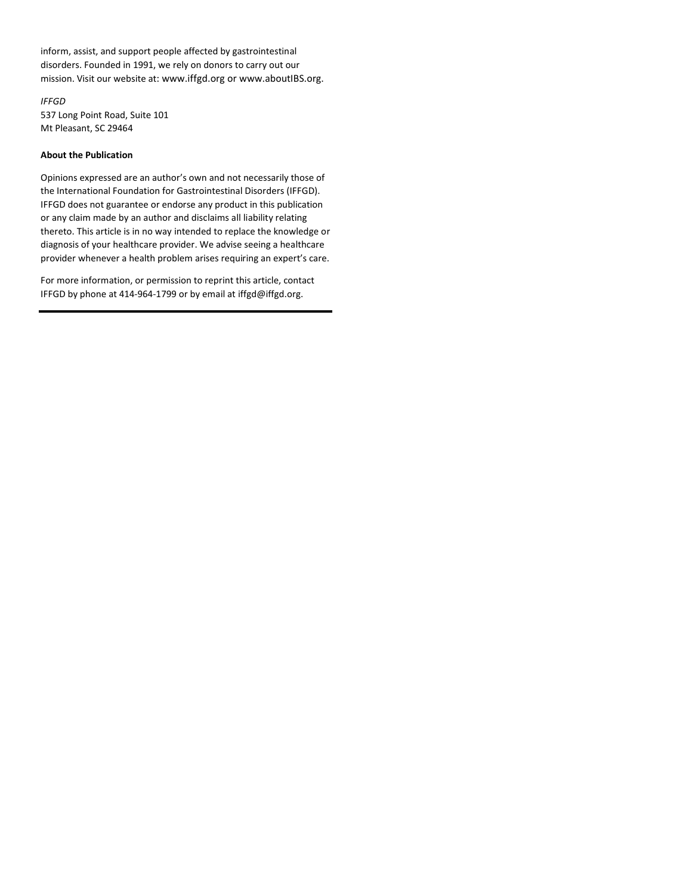inform, assist, and support people affected by gastrointestinal disorders. Founded in 1991, we rely on donors to carry out our mission. Visit our website at: www.iffgd.org or www.aboutIBS.org.

*IFFGD*
537 Long Point Road, Suite 101
Mt Pleasant, SC 29464

**About the Publication**

Opinions expressed are an author's own and not necessarily those of the International Foundation for Gastrointestinal Disorders (IFFGD). IFFGD does not guarantee or endorse any product in this publication or any claim made by an author and disclaims all liability relating thereto. This article is in no way intended to replace the knowledge or diagnosis of your healthcare provider. We advise seeing a healthcare provider whenever a health problem arises requiring an expert's care.

For more information, or permission to reprint this article, contact IFFGD by phone at 414-964-1799 or by email at iffgd@iffgd.org.